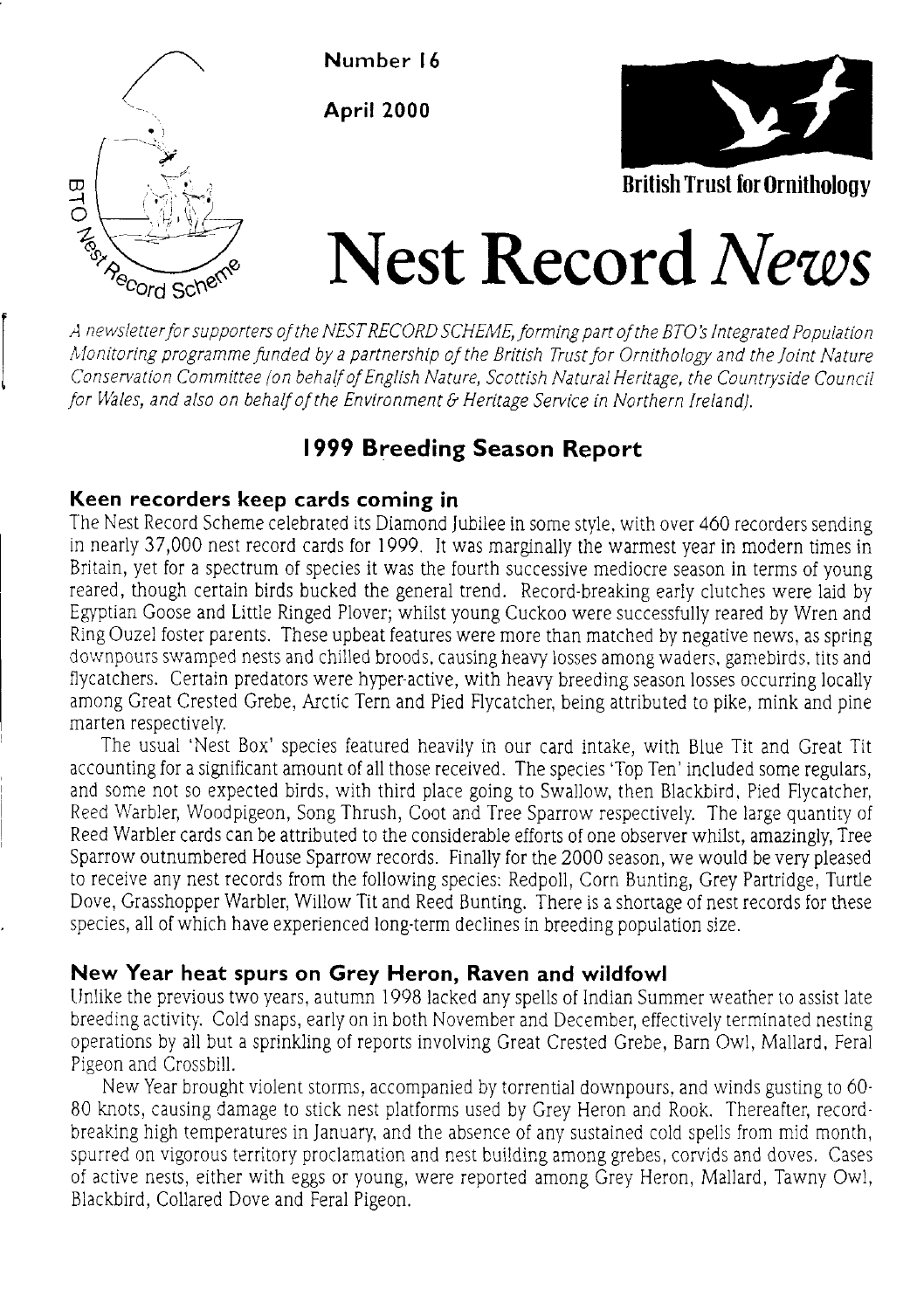Number 16

April 2000

British Trust for Ornithology

# Nest Record *News*

*A newsletter for supporters of the NEST RECORD SCHEME, forming part of the BTO's Integrated Population Monitoring programme funded by a partnership of the British Trust for Ornithology and the Joint Nature Conservation Committee (on behalf of English Nature, Scottish Natural Heritage, the Countryside Council for Wales, and also on behalf of the Environment & Heritage Service in Northern Ireland).*

## 1999 Breeding Season Report

### Keen recorders keep cards coming in

The Nest Record Scheme celebrated its Diamond Jubilee in some style, with over 460 recorders sending in nearly 37,000 nest record cards for 1999. It was marginally the warmest year in modern times in Britain, yet for a spectrum of species it was the fourth successive mediocre season in terms of young reared, though certain birds bucked the general trend. Record-breaking early clutches were laid by Egyptian Goose and Little Ringed Plover; whilst young Cuckoo were successfully reared by Wren and Ring Ouzel foster parents. These upbeat features were more than matched by negative news, as spring downpours swamped nests and chilled broods, causing heavy losses among waders, gamebirds, tits and flycatchers. Certain predators were hyper-active, with heavy breeding season losses occurring locally among Great Crested Grebe, Arctic Tern and Pied Flycatcher, being attributed to pike, mink and pine marten respectively.

The usual 'Nest Box' species featured heavily in our card intake, with Blue Tit and Great Tit accounting for a significant amount of all those received. The species 'Top Ten' included some regulars, and some not so expected birds, with third place going to Swallow, then Blackbird, Pied Flycatcher, Reed Warbler, Woodpigeon, Song Thrush, Coot and Tree Sparrow respectively. The large quantity of Reed Warbler cards can be attributed to the considerable efforts of one observer whilst, amazingly, Tree Sparrow outnumbered House Sparrow records. Finally for the 2000 season, we would be very pleased to receive any nest records from the following species: Redpoll, Corn Bunting, Grey Partridge, Turtle Dove, Grasshopper Warbler, Willow Tit and Reed Bunting. There is a shortage of nest records for these species, all of which have experienced long-term declines in breeding population size.

### New Year heat spurs on Grey Heron, Raven and wildfowl

Unlike the previous two years, autumn 1998 lacked any spells of Indian Summer weather to assist late breeding activity. Cold snaps, early on in both November and December, effectively terminated nesting operations by all but a sprinkling of reports involving Great Crested Grebe, Barn Owl, Mallard, Feral Pigeon and Crossbill.

New Year brought violent storms, accompanied by torrential downpours, and winds gusting to 60-80 knots, causing damage to stick nest platforms used by Grey Heron and Rook. Thereafter, record-breaking high temperatures in January, and the absence of any sustained cold spells from mid month, spurred on vigorous territory proclamation and nest building among grebes, corvids and doves. Cases of active nests, either with eggs or young, were reported among Grey Heron, Mallard, Tawny Owl, Blackbird, Collared Dove and Feral Pigeon.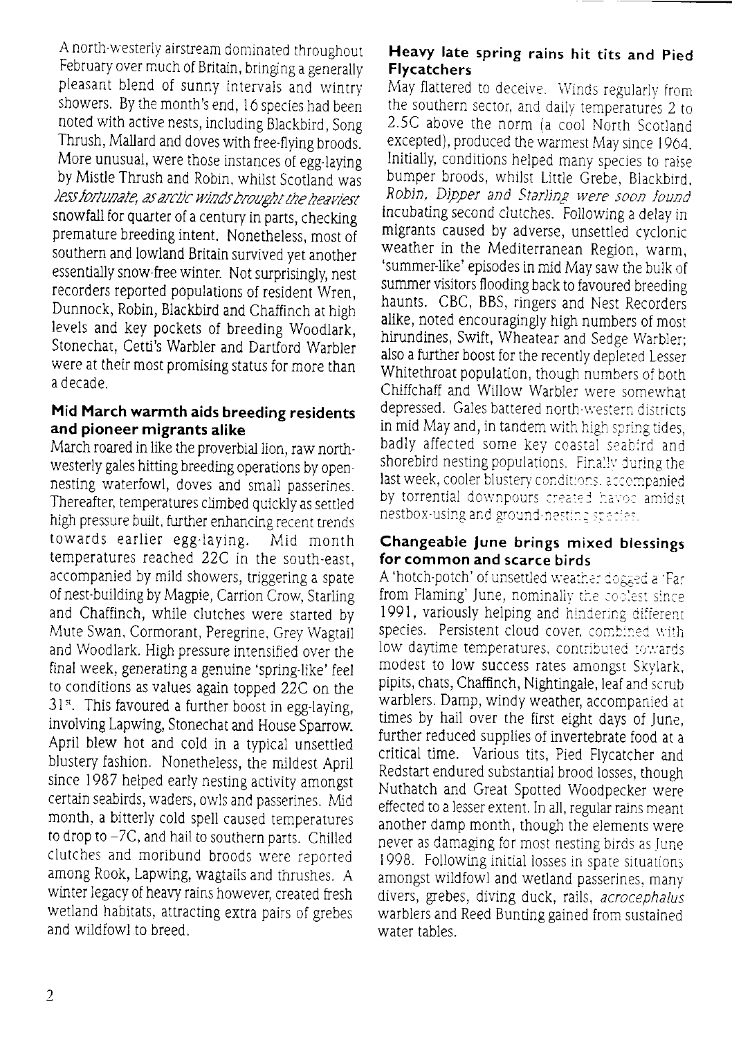A north-westerly airstream dominated throughout February over much of Britain, bringing a generally pleasant blend of sunny intervals and wintry showers. By the month's end, 16 species had been noted with active nests, including Blackbird, Song Thrush, Mallard and doves with free-flying broods. More unusual, were those instances of egg-laying by Mistle Thrush and Robin, whilst Scotland was *less fortunate, as arctic winds brought the heaviest* snowfall for quarter of a century in parts, checking premature breeding intent. Nonetheless, most of southern and lowland Britain survived yet another essentially snow-free winter. Not surprisingly, nest recorders reported populations of resident Wren, Dunnock, Robin, Blackbird and Chaffinch at high levels and key pockets of breeding Woodlark, Stonechat, Cetti's Warbler and Dartford Warbler were at their most promising status for more than a decade.

### Mid March warmth aids breeding residents and pioneer migrants alike

March roared in like the proverbial lion, raw north-westerly gales hitting breeding operations by open-nesting waterfowl, doves and small passerines. Thereafter, temperatures climbed quickly as settled high pressure built, further enhancing recent trends towards earlier egg-laying. Mid month temperatures reached 22C in the south-east, accompanied by mild showers, triggering a spate of nest-building by Magpie, Carrion Crow, Starling and Chaffinch, while clutches were started by Mute Swan, Cormorant, Peregrine, Grey Wagtail and Woodlark. High pressure intensified over the final week, generating a genuine 'spring-like' feel to conditions as values again topped 22C on the 31st. This favoured a further boost in egg-laying, involving Lapwing, Stonechat and House Sparrow. April blew hot and cold in a typical unsettled blustery fashion. Nonetheless, the mildest April since 1987 helped early nesting activity amongst certain seabirds, waders, owls and passerines. Mid month, a bitterly cold spell caused temperatures to drop to −7C, and hail to southern parts. Chilled clutches and moribund broods were reported among Rook, Lapwing, wagtails and thrushes. A winter legacy of heavy rains however, created fresh wetland habitats, attracting extra pairs of grebes and wildfowl to breed.

### Heavy late spring rains hit tits and Pied Flycatchers

May flattered to deceive. Winds regularly from the southern sector, and daily temperatures 2 to 2.5C above the norm (a cool North Scotland excepted), produced the warmest May since 1964. Initially, conditions helped many species to raise bumper broods, whilst Little Grebe, Blackbird, Robin, Dipper and Starling were soon found incubating second clutches. Following a delay in migrants caused by adverse, unsettled cyclonic weather in the Mediterranean Region, warm, 'summer-like' episodes in mid May saw the bulk of summer visitors flooding back to favoured breeding haunts. CBC, BBS, ringers and Nest Recorders alike, noted encouragingly high numbers of most hirundines, Swift, Wheatear and Sedge Warbler; also a further boost for the recently depleted Lesser Whitethroat population, though numbers of both Chiffchaff and Willow Warbler were somewhat depressed. Gales battered north-western districts in mid May and, in tandem with high spring tides, badly affected some key coastal seabird and shorebird nesting populations. Finally during the last week, cooler blustery conditions, accompanied by torrential downpours created havoc amidst nestbox-using and ground-nesting species.

### Changeable June brings mixed blessings for common and scarce birds

A 'hotch-potch' of unsettled weather dogged a 'Far from Flaming' June, nominally the coolest since 1991, variously helping and hindering different species. Persistent cloud cover, combined with low daytime temperatures, contributed towards modest to low success rates amongst Skylark, pipits, chats, Chaffinch, Nightingale, leaf and scrub warblers. Damp, windy weather, accompanied at times by hail over the first eight days of June, further reduced supplies of invertebrate food at a critical time. Various tits, Pied Flycatcher and Redstart endured substantial brood losses, though Nuthatch and Great Spotted Woodpecker were effected to a lesser extent. In all, regular rains meant another damp month, though the elements were never as damaging for most nesting birds as June 1998. Following initial losses in spate situations amongst wildfowl and wetland passerines, many divers, grebes, diving duck, rails, *acrocephalus* warblers and Reed Bunting gained from sustained water tables.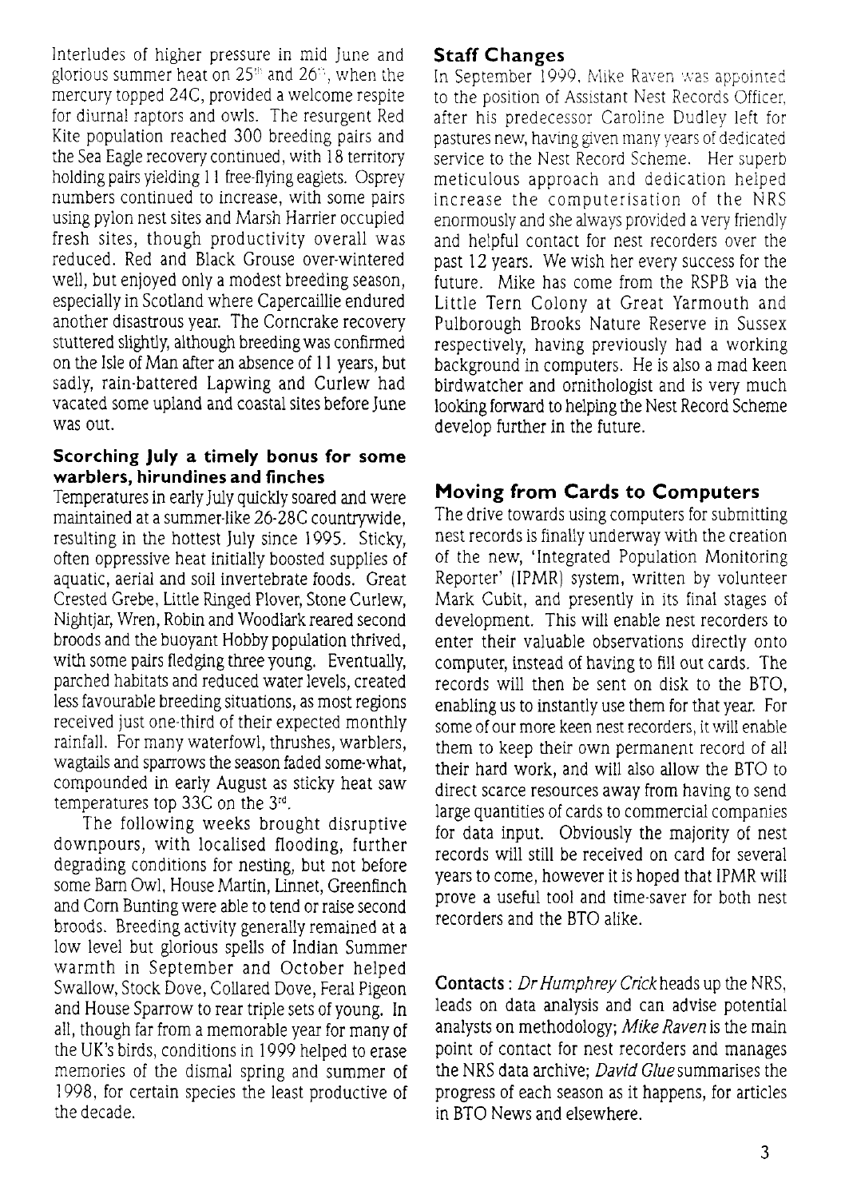Interludes of higher pressure in mid June and glorious summer heat on 25th and 26th, when the mercury topped 24C, provided a welcome respite for diurnal raptors and owls. The resurgent Red Kite population reached 300 breeding pairs and the Sea Eagle recovery continued, with 18 territory holding pairs yielding 11 free-flying eaglets. Osprey numbers continued to increase, with some pairs using pylon nest sites and Marsh Harrier occupied fresh sites, though productivity overall was reduced. Red and Black Grouse over-wintered well, but enjoyed only a modest breeding season, especially in Scotland where Capercaillie endured another disastrous year. The Corncrake recovery stuttered slightly, although breeding was confirmed on the Isle of Man after an absence of 11 years, but sadly, rain-battered Lapwing and Curlew had vacated some upland and coastal sites before June was out.

### Scorching July a timely bonus for some warblers, hirundines and finches

Temperatures in early July quickly soared and were maintained at a summer-like 26-28C countrywide, resulting in the hottest July since 1995. Sticky, often oppressive heat initially boosted supplies of aquatic, aerial and soil invertebrate foods. Great Crested Grebe, Little Ringed Plover, Stone Curlew, Nightjar, Wren, Robin and Woodlark reared second broods and the buoyant Hobby population thrived, with some pairs fledging three young. Eventually, parched habitats and reduced water levels, created less favourable breeding situations, as most regions received just one-third of their expected monthly rainfall. For many waterfowl, thrushes, warblers, wagtails and sparrows the season faded some-what, compounded in early August as sticky heat saw temperatures top 33C on the 3rd.

The following weeks brought disruptive downpours, with localised flooding, further degrading conditions for nesting, but not before some Barn Owl, House Martin, Linnet, Greenfinch and Corn Bunting were able to tend or raise second broods. Breeding activity generally remained at a low level but glorious spells of Indian Summer warmth in September and October helped Swallow, Stock Dove, Collared Dove, Feral Pigeon and House Sparrow to rear triple sets of young. In all, though far from a memorable year for many of the UK's birds, conditions in 1999 helped to erase memories of the dismal spring and summer of 1998, for certain species the least productive of the decade.

### Staff Changes

In September 1999, Mike Raven was appointed to the position of Assistant Nest Records Officer, after his predecessor Caroline Dudley left for pastures new, having given many years of dedicated service to the Nest Record Scheme. Her superb meticulous approach and dedication helped increase the computerisation of the NRS enormously and she always provided a very friendly and helpful contact for nest recorders over the past 12 years. We wish her every success for the future. Mike has come from the RSPB via the Little Tern Colony at Great Yarmouth and Pulborough Brooks Nature Reserve in Sussex respectively, having previously had a working background in computers. He is also a mad keen birdwatcher and ornithologist and is very much looking forward to helping the Nest Record Scheme develop further in the future.

### Moving from Cards to Computers

The drive towards using computers for submitting nest records is finally underway with the creation of the new, 'Integrated Population Monitoring Reporter' (IPMR) system, written by volunteer Mark Cubit, and presently in its final stages of development. This will enable nest recorders to enter their valuable observations directly onto computer, instead of having to fill out cards. The records will then be sent on disk to the BTO, enabling us to instantly use them for that year. For some of our more keen nest recorders, it will enable them to keep their own permanent record of all their hard work, and will also allow the BTO to direct scarce resources away from having to send large quantities of cards to commercial companies for data input. Obviously the majority of nest records will still be received on card for several years to come, however it is hoped that IPMR will prove a useful tool and time-saver for both nest recorders and the BTO alike.

**Contacts**: *Dr Humphrey Crick* heads up the NRS, leads on data analysis and can advise potential analysts on methodology; *Mike Raven* is the main point of contact for nest recorders and manages the NRS data archive; *David Glue* summarises the progress of each season as it happens, for articles in BTO News and elsewhere.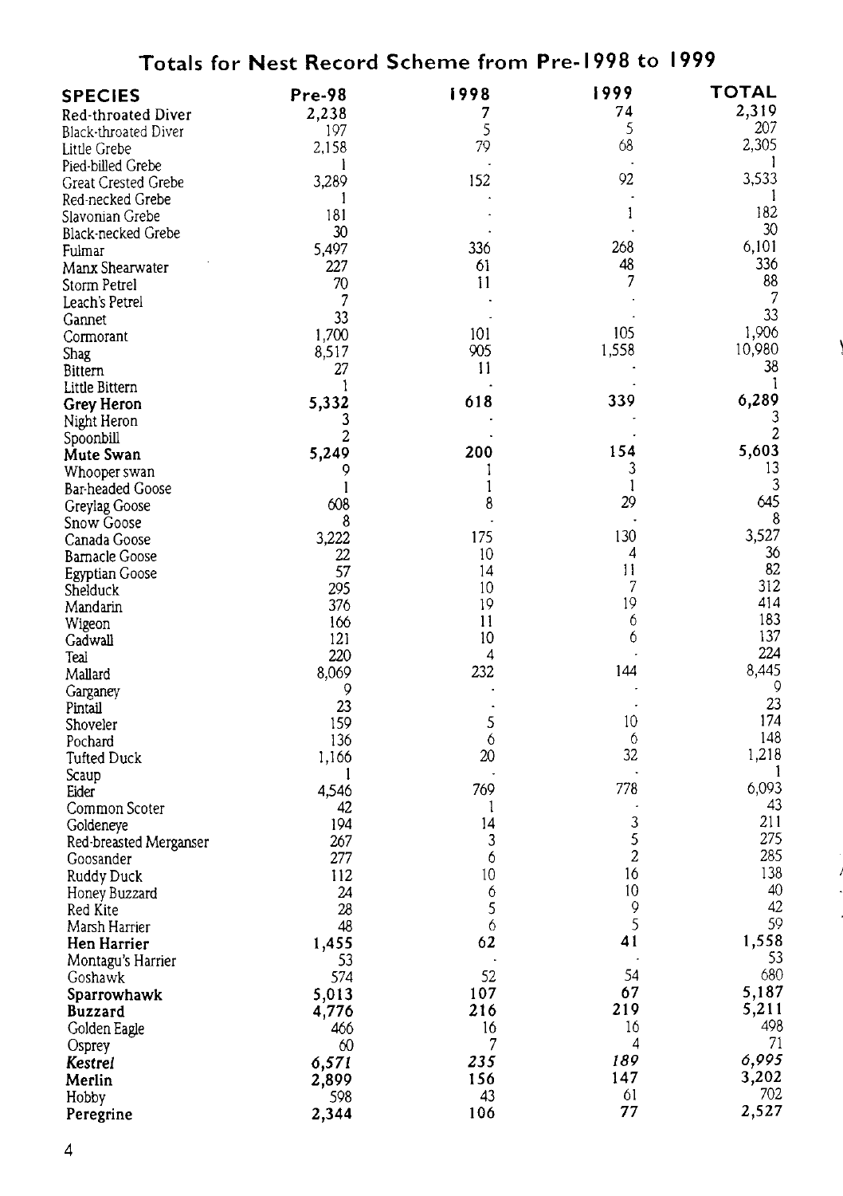## Totals for Nest Record Scheme from Pre-1998 to 1999

| SPECIES | Pre-98 | 1998 | 1999 | TOTAL |
|---|---|---|---|---|
| **Red-throated Diver** | **2,238** | **7** | **74** | **2,319** |
| Black-throated Diver | 197 | 5 | 5 | 207 |
| Little Grebe | 2,158 | 79 | 68 | 2,305 |
| Pied-billed Grebe | 1 | - | - | 1 |
| Great Crested Grebe | 3,289 | 152 | 92 | 3,533 |
| Red-necked Grebe | 1 | - | - | 1 |
| Slavonian Grebe | 181 | - | 1 | 182 |
| Black-necked Grebe | 30 | - | - | 30 |
| Fulmar | 5,497 | 336 | 268 | 6,101 |
| Manx Shearwater | 227 | 61 | 48 | 336 |
| Storm Petrel | 70 | 11 | 7 | 88 |
| Leach's Petrel | 7 | - | - | 7 |
| Gannet | 33 | - | - | 33 |
| Cormorant | 1,700 | 101 | 105 | 1,906 |
| Shag | 8,517 | 905 | 1,558 | 10,980 |
| Bittern | 27 | 11 | - | 38 |
| Little Bittern | 1 | - | - | 1 |
| **Grey Heron** | **5,332** | **618** | **339** | **6,289** |
| Night Heron | 3 | - | - | 3 |
| Spoonbill | 2 | - | - | 2 |
| **Mute Swan** | **5,249** | **200** | **154** | **5,603** |
| Whooper swan | 9 | 1 | 3 | 13 |
| Bar-headed Goose | 1 | 1 | 1 | 3 |
| Greylag Goose | 608 | 8 | 29 | 645 |
| Snow Goose | 8 | - | - | 8 |
| Canada Goose | 3,222 | 175 | 130 | 3,527 |
| Barnacle Goose | 22 | 10 | 4 | 36 |
| Egyptian Goose | 57 | 14 | 11 | 82 |
| Shelduck | 295 | 10 | 7 | 312 |
| Mandarin | 376 | 19 | 19 | 414 |
| Wigeon | 166 | 11 | 6 | 183 |
| Gadwall | 121 | 10 | 6 | 137 |
| Teal | 220 | 4 | - | 224 |
| Mallard | 8,069 | 232 | 144 | 8,445 |
| Garganey | 9 | - | - | 9 |
| Pintail | 23 | - | - | 23 |
| Shoveler | 159 | 5 | 10 | 174 |
| Pochard | 136 | 6 | 6 | 148 |
| Tufted Duck | 1,166 | 20 | 32 | 1,218 |
| Scaup | 1 | - | - | 1 |
| Eider | 4,546 | 769 | 778 | 6,093 |
| Common Scoter | 42 | 1 | - | 43 |
| Goldeneye | 194 | 14 | 3 | 211 |
| Red-breasted Merganser | 267 | 3 | 5 | 275 |
| Goosander | 277 | 6 | 2 | 285 |
| Ruddy Duck | 112 | 10 | 16 | 138 |
| Honey Buzzard | 24 | 6 | 10 | 40 |
| Red Kite | 28 | 5 | 9 | 42 |
| Marsh Harrier | 48 | 6 | 5 | 59 |
| **Hen Harrier** | **1,455** | **62** | **41** | **1,558** |
| Montagu's Harrier | 53 | - | - | 53 |
| Goshawk | 574 | 52 | 54 | 680 |
| **Sparrowhawk** | **5,013** | **107** | **67** | **5,187** |
| **Buzzard** | **4,776** | **216** | **219** | **5,211** |
| Golden Eagle | 466 | 16 | 16 | 498 |
| Osprey | 60 | 7 | 4 | 71 |
| ***Kestrel*** | ***6,571*** | ***235*** | ***189*** | ***6,995*** |
| **Merlin** | **2,899** | **156** | **147** | **3,202** |
| Hobby | 598 | 43 | 61 | 702 |
| **Peregrine** | **2,344** | **106** | **77** | **2,527** |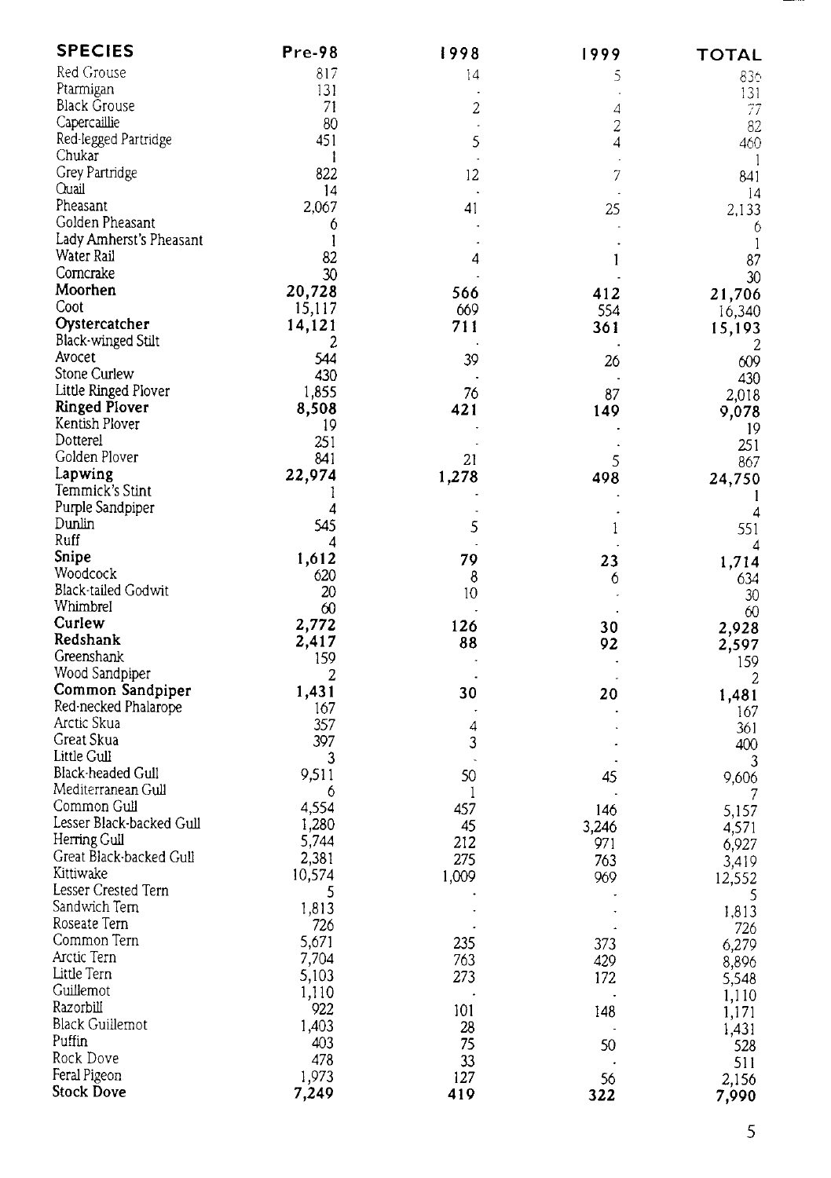| SPECIES | Pre-98 | 1998 | 1999 | TOTAL |
|---|---|---|---|---|
| Red Grouse | 817 | 14 | 5 | 836 |
| Ptarmigan | 131 | - | - | 131 |
| Black Grouse | 71 | 2 | 4 | 77 |
| Capercaillie | 80 | - | 2 | 82 |
| Red-legged Partridge | 451 | 5 | 4 | 460 |
| Chukar | 1 | - | - | 1 |
| Grey Partridge | 822 | 12 | 7 | 841 |
| Quail | 14 | - | - | 14 |
| Pheasant | 2,067 | 41 | 25 | 2,133 |
| Golden Pheasant | 6 | - | - | 6 |
| Lady Amherst's Pheasant | 1 | - | - | 1 |
| Water Rail | 82 | 4 | 1 | 87 |
| Corncrake | 30 | - | - | 30 |
| **Moorhen** | **20,728** | **566** | **412** | **21,706** |
| Coot | 15,117 | 669 | 554 | 16,340 |
| **Oystercatcher** | **14,121** | **711** | **361** | **15,193** |
| Black-winged Stilt | 2 | - | - | 2 |
| Avocet | 544 | 39 | 26 | 609 |
| Stone Curlew | 430 | - | - | 430 |
| Little Ringed Plover | 1,855 | 76 | 87 | 2,018 |
| **Ringed Plover** | **8,508** | **421** | **149** | **9,078** |
| Kentish Plover | 19 | - | - | 19 |
| Dotterel | 251 | - | - | 251 |
| Golden Plover | 841 | 21 | 5 | 867 |
| **Lapwing** | **22,974** | **1,278** | **498** | **24,750** |
| Temmick's Stint | 1 | - | - | 1 |
| Purple Sandpiper | 4 | - | - | 4 |
| Dunlin | 545 | 5 | 1 | 551 |
| Ruff | 4 | - | - | 4 |
| **Snipe** | **1,612** | **79** | **23** | **1,714** |
| Woodcock | 620 | 8 | 6 | 634 |
| Black-tailed Godwit | 20 | 10 | - | 30 |
| Whimbrel | 60 | - | - | 60 |
| **Curlew** | **2,772** | **126** | **30** | **2,928** |
| **Redshank** | **2,417** | **88** | **92** | **2,597** |
| Greenshank | 159 | - | - | 159 |
| Wood Sandpiper | 2 | - | - | 2 |
| **Common Sandpiper** | **1,431** | **30** | **20** | **1,481** |
| Red-necked Phalarope | 167 | - | - | 167 |
| Arctic Skua | 357 | 4 | - | 361 |
| Great Skua | 397 | 3 | - | 400 |
| Little Gull | 3 | - | - | 3 |
| Black-headed Gull | 9,511 | 50 | 45 | 9,606 |
| Mediterranean Gull | 6 | 1 | - | 7 |
| Common Gull | 4,554 | 457 | 146 | 5,157 |
| Lesser Black-backed Gull | 1,280 | 45 | 3,246 | 4,571 |
| Herring Gull | 5,744 | 212 | 971 | 6,927 |
| Great Black-backed Gull | 2,381 | 275 | 763 | 3,419 |
| Kittiwake | 10,574 | 1,009 | 969 | 12,552 |
| Lesser Crested Tern | 5 | - | - | 5 |
| Sandwich Tern | 1,813 | - | - | 1,813 |
| Roseate Tern | 726 | - | - | 726 |
| Common Tern | 5,671 | 235 | 373 | 6,279 |
| Arctic Tern | 7,704 | 763 | 429 | 8,896 |
| Little Tern | 5,103 | 273 | 172 | 5,548 |
| Guillemot | 1,110 | - | - | 1,110 |
| Razorbill | 922 | 101 | 148 | 1,171 |
| Black Guillemot | 1,403 | 28 | - | 1,431 |
| Puffin | 403 | 75 | 50 | 528 |
| Rock Dove | 478 | 33 | - | 511 |
| Feral Pigeon | 1,973 | 127 | 56 | 2,156 |
| **Stock Dove** | **7,249** | **419** | **322** | **7,990** |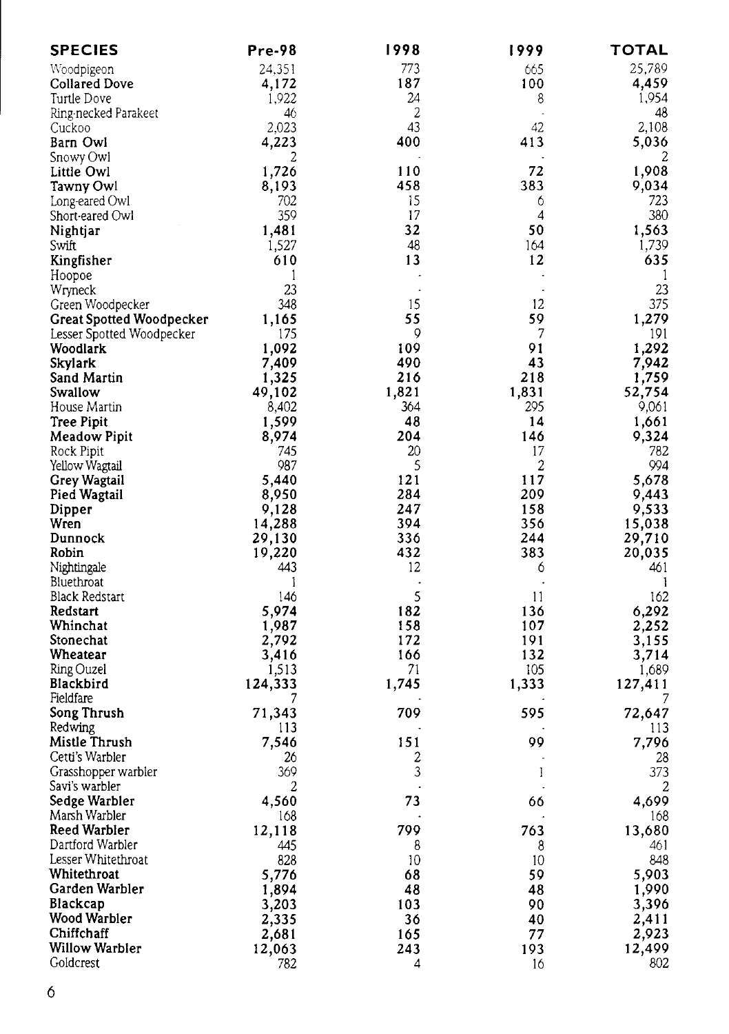| SPECIES | Pre-98 | 1998 | 1999 | TOTAL |
|---|---|---|---|---|
| Woodpigeon | 24,351 | 773 | 665 | 25,789 |
| **Collared Dove** | **4,172** | **187** | **100** | **4,459** |
| Turtle Dove | 1,922 | 24 | 8 | 1,954 |
| Ring-necked Parakeet | 46 | 2 | - | 48 |
| Cuckoo | 2,023 | 43 | 42 | 2,108 |
| **Barn Owl** | **4,223** | **400** | **413** | **5,036** |
| Snowy Owl | 2 | - | - | 2 |
| **Little Owl** | **1,726** | **110** | **72** | **1,908** |
| **Tawny Owl** | **8,193** | **458** | **383** | **9,034** |
| Long-eared Owl | 702 | 15 | 6 | 723 |
| Short-eared Owl | 359 | 17 | 4 | 380 |
| **Nightjar** | **1,481** | **32** | **50** | **1,563** |
| Swift | 1,527 | 48 | 164 | 1,739 |
| **Kingfisher** | **610** | **13** | **12** | **635** |
| Hoopoe | 1 | - | - | 1 |
| Wryneck | 23 | - | - | 23 |
| Green Woodpecker | 348 | 15 | 12 | 375 |
| **Great Spotted Woodpecker** | **1,165** | **55** | **59** | **1,279** |
| Lesser Spotted Woodpecker | 175 | 9 | 7 | 191 |
| **Woodlark** | **1,092** | **109** | **91** | **1,292** |
| **Skylark** | **7,409** | **490** | **43** | **7,942** |
| **Sand Martin** | **1,325** | **216** | **218** | **1,759** |
| **Swallow** | **49,102** | **1,821** | **1,831** | **52,754** |
| House Martin | 8,402 | 364 | 295 | 9,061 |
| **Tree Pipit** | **1,599** | **48** | **14** | **1,661** |
| **Meadow Pipit** | **8,974** | **204** | **146** | **9,324** |
| Rock Pipit | 745 | 20 | 17 | 782 |
| Yellow Wagtail | 987 | 5 | 2 | 994 |
| **Grey Wagtail** | **5,440** | **121** | **117** | **5,678** |
| **Pied Wagtail** | **8,950** | **284** | **209** | **9,443** |
| **Dipper** | **9,128** | **247** | **158** | **9,533** |
| **Wren** | **14,288** | **394** | **356** | **15,038** |
| **Dunnock** | **29,130** | **336** | **244** | **29,710** |
| **Robin** | **19,220** | **432** | **383** | **20,035** |
| Nightingale | 443 | 12 | 6 | 461 |
| Bluethroat | 1 | - | - | 1 |
| Black Redstart | 146 | 5 | 11 | 162 |
| **Redstart** | **5,974** | **182** | **136** | **6,292** |
| **Whinchat** | **1,987** | **158** | **107** | **2,252** |
| **Stonechat** | **2,792** | **172** | **191** | **3,155** |
| **Wheatear** | **3,416** | **166** | **132** | **3,714** |
| Ring Ouzel | 1,513 | 71 | 105 | 1,689 |
| **Blackbird** | **124,333** | **1,745** | **1,333** | **127,411** |
| Fieldfare | 7 | - | - | 7 |
| **Song Thrush** | **71,343** | **709** | **595** | **72,647** |
| Redwing | 113 | - | - | 113 |
| **Mistle Thrush** | **7,546** | **151** | **99** | **7,796** |
| Cetti's Warbler | 26 | 2 | - | 28 |
| Grasshopper warbler | 369 | 3 | 1 | 373 |
| Savi's warbler | 2 | - | - | 2 |
| **Sedge Warbler** | **4,560** | **73** | **66** | **4,699** |
| Marsh Warbler | 168 | - | - | 168 |
| **Reed Warbler** | **12,118** | **799** | **763** | **13,680** |
| Dartford Warbler | 445 | 8 | 8 | 461 |
| Lesser Whitethroat | 828 | 10 | 10 | 848 |
| **Whitethroat** | **5,776** | **68** | **59** | **5,903** |
| **Garden Warbler** | **1,894** | **48** | **48** | **1,990** |
| **Blackcap** | **3,203** | **103** | **90** | **3,396** |
| **Wood Warbler** | **2,335** | **36** | **40** | **2,411** |
| **Chiffchaff** | **2,681** | **165** | **77** | **2,923** |
| **Willow Warbler** | **12,063** | **243** | **193** | **12,499** |
| Goldcrest | 782 | 4 | 16 | 802 |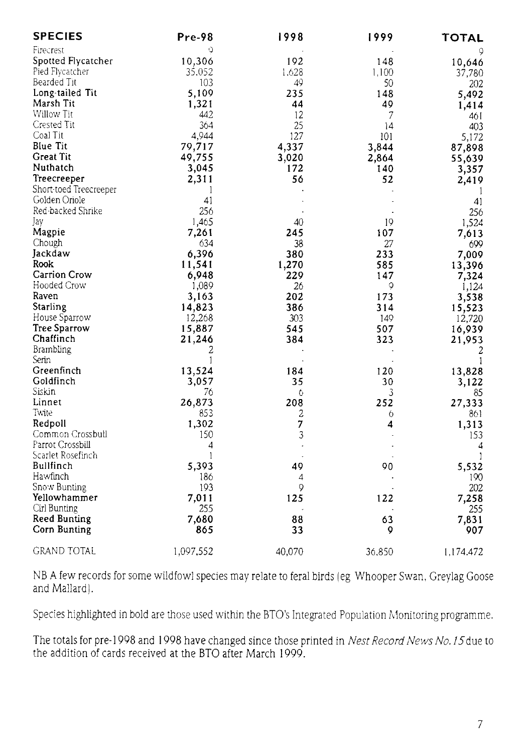| SPECIES | Pre-98 | 1998 | 1999 | TOTAL |
|---|---|---|---|---|
| Firecrest | 9 | · | · | 9 |
| **Spotted Flycatcher** | **10,306** | **192** | **148** | **10,646** |
| Pied Flycatcher | 35,052 | 1,628 | 1,100 | 37,780 |
| Bearded Tit | 103 | 49 | 50 | 202 |
| **Long-tailed Tit** | **5,109** | **235** | **148** | **5,492** |
| **Marsh Tit** | **1,321** | **44** | **49** | **1,414** |
| Willow Tit | 442 | 12 | 7 | 461 |
| Crested Tit | 364 | 25 | 14 | 403 |
| Coal Tit | 4,944 | 127 | 101 | 5,172 |
| **Blue Tit** | **79,717** | **4,337** | **3,844** | **87,898** |
| **Great Tit** | **49,755** | **3,020** | **2,864** | **55,639** |
| **Nuthatch** | **3,045** | **172** | **140** | **3,357** |
| **Treecreeper** | **2,311** | **56** | **52** | **2,419** |
| Short-toed Treecreeper | 1 | · | · | 1 |
| Golden Oriole | 41 | · | · | 41 |
| Red-backed Shrike | 256 | · | · | 256 |
| Jay | 1,465 | 40 | 19 | 1,524 |
| **Magpie** | **7,261** | **245** | **107** | **7,613** |
| Chough | 634 | 38 | 27 | 699 |
| **Jackdaw** | **6,396** | **380** | **233** | **7,009** |
| **Rook** | **11,541** | **1,270** | **585** | **13,396** |
| **Carrion Crow** | **6,948** | **229** | **147** | **7,324** |
| Hooded Crow | 1,089 | 26 | 9 | 1,124 |
| **Raven** | **3,163** | **202** | **173** | **3,538** |
| **Starling** | **14,823** | **386** | **314** | **15,523** |
| House Sparrow | 12,268 | 303 | 149 | 12,720 |
| **Tree Sparrow** | **15,887** | **545** | **507** | **16,939** |
| **Chaffinch** | **21,246** | **384** | **323** | **21,953** |
| Brambling | 2 | · | · | 2 |
| Serin | 1 | · | · | 1 |
| **Greenfinch** | **13,524** | **184** | **120** | **13,828** |
| **Goldfinch** | **3,057** | **35** | **30** | **3,122** |
| Siskin | 76 | 6 | 3 | 85 |
| **Linnet** | **26,873** | **208** | **252** | **27,333** |
| Twite | 853 | 2 | 6 | 861 |
| **Redpoll** | **1,302** | **7** | **4** | **1,313** |
| Common Crossbill | 150 | 3 | · | 153 |
| Parrot Crossbill | 4 | · | · | 4 |
| Scarlet Rosefinch | 1 | · | · | 1 |
| **Bullfinch** | **5,393** | **49** | **90** | **5,532** |
| Hawfinch | 186 | 4 | · | 190 |
| Snow Bunting | 193 | 9 | · | 202 |
| **Yellowhammer** | **7,011** | **125** | **122** | **7,258** |
| Cirl Bunting | 255 | · | · | 255 |
| **Reed Bunting** | **7,680** | **88** | **63** | **7,831** |
| **Corn Bunting** | **865** | **33** | **9** | **907** |
| GRAND TOTAL | 1,097,552 | 40,070 | 36,850 | 1,174,472 |

NB A few records for some wildfowl species may relate to feral birds (eg Whooper Swan, Greylag Goose and Mallard).

Species highlighted in bold are those used within the BTO's Integrated Population Monitoring programme.

The totals for pre-1998 and 1998 have changed since those printed in *Nest Record News No. 15* due to the addition of cards received at the BTO after March 1999.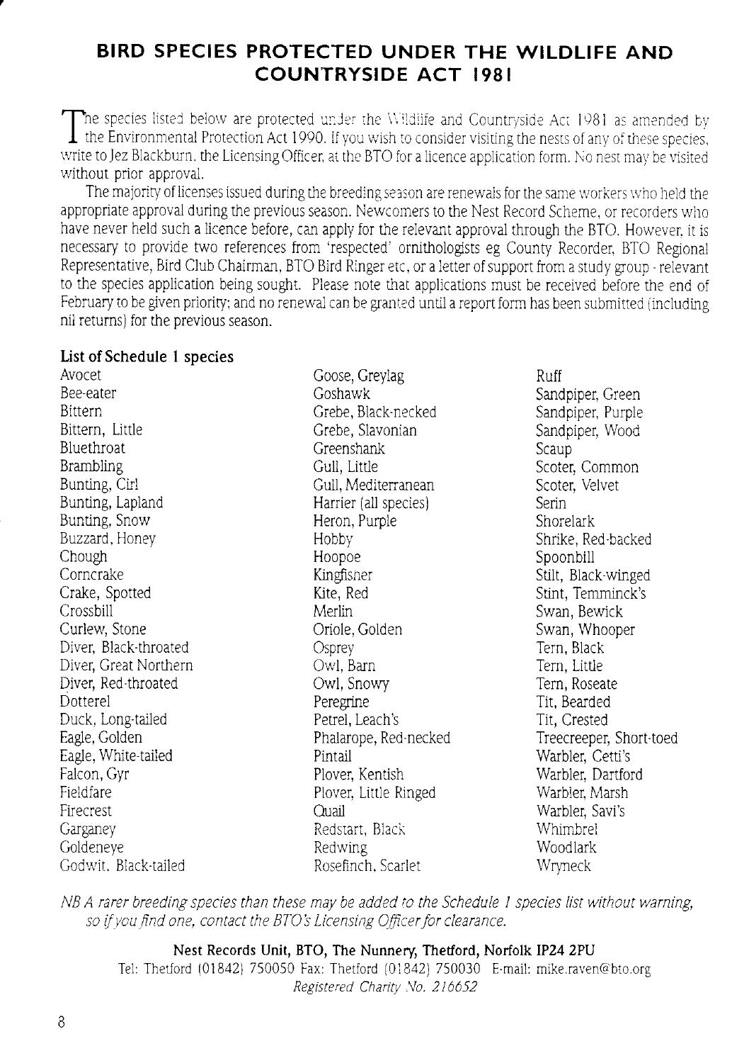# BIRD SPECIES PROTECTED UNDER THE WILDLIFE AND COUNTRYSIDE ACT 1981

The species listed below are protected under the Wildlife and Countryside Act 1981 as amended by the Environmental Protection Act 1990. If you wish to consider visiting the nests of any of these species, write to Jez Blackburn, the Licensing Officer, at the BTO for a licence application form. No nest may be visited without prior approval.

The majority of licenses issued during the breeding season are renewals for the same workers who held the appropriate approval during the previous season. Newcomers to the Nest Record Scheme, or recorders who have never held such a licence before, can apply for the relevant approval through the BTO. However, it is necessary to provide two references from 'respected' ornithologists eg County Recorder, BTO Regional Representative, Bird Club Chairman, BTO Bird Ringer etc, or a letter of support from a study group - relevant to the species application being sought. Please note that applications must be received before the end of February to be given priority; and no renewal can be granted until a report form has been submitted (including nil returns) for the previous season.

**List of Schedule 1 species**

Avocet
Bee-eater
Bittern
Bittern, Little
Bluethroat
Brambling
Bunting, Cirl
Bunting, Lapland
Bunting, Snow
Buzzard, Honey
Chough
Corncrake
Crake, Spotted
Crossbill
Curlew, Stone
Diver, Black-throated
Diver, Great Northern
Diver, Red-throated
Dotterel
Duck, Long-tailed
Eagle, Golden
Eagle, White-tailed
Falcon, Gyr
Fieldfare
Firecrest
Garganey
Goldeneye
Godwit, Black-tailed
Goose, Greylag
Goshawk
Grebe, Black-necked
Grebe, Slavonian
Greenshank
Gull, Little
Gull, Mediterranean
Harrier (all species)
Heron, Purple
Hobby
Hoopoe
Kingfisher
Kite, Red
Merlin
Oriole, Golden
Osprey
Owl, Barn
Owl, Snowy
Peregrine
Petrel, Leach's
Phalarope, Red-necked
Pintail
Plover, Kentish
Plover, Little Ringed
Quail
Redstart, Black
Redwing
Rosefinch, Scarlet
Ruff
Sandpiper, Green
Sandpiper, Purple
Sandpiper, Wood
Scaup
Scoter, Common
Scoter, Velvet
Serin
Shorelark
Shrike, Red-backed
Spoonbill
Stilt, Black-winged
Stint, Temminck's
Swan, Bewick
Swan, Whooper
Tern, Black
Tern, Little
Tern, Roseate
Tit, Bearded
Tit, Crested
Treecreeper, Short-toed
Warbler, Cetti's
Warbler, Dartford
Warbler, Marsh
Warbler, Savi's
Whimbrel
Woodlark
Wryneck

*NB A rarer breeding species than these may be added to the Schedule 1 species list without warning, so if you find one, contact the BTO's Licensing Officer for clearance.*

**Nest Records Unit, BTO, The Nunnery, Thetford, Norfolk IP24 2PU**

Tel: Thetford (01842) 750050 Fax: Thetford (01842) 750030 E-mail: mike.raven@bto.org

*Registered Charity No. 216652*